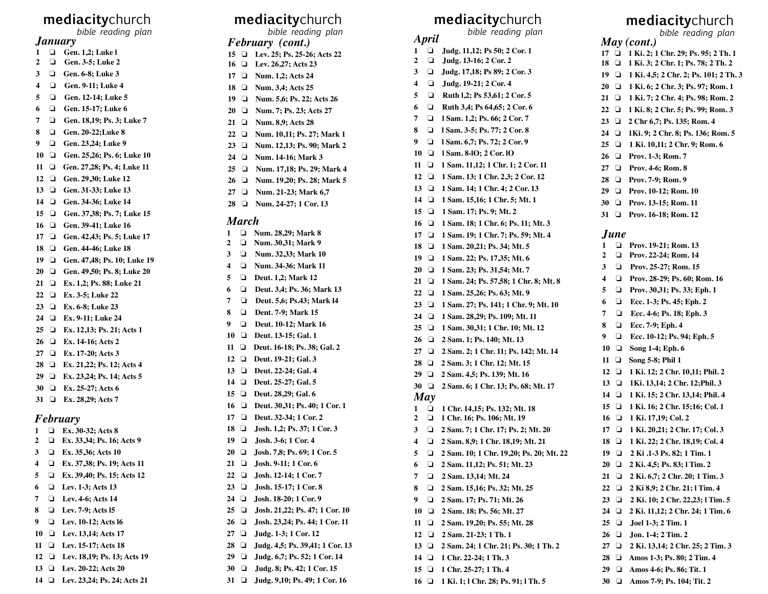**mediacity**church
*bible reading plan*

## *January*

1 ❑ Gen. 1,2; Luke l
2 ❑ Gen. 3-5; Luke 2
3 ❑ Gen. 6-8; Luke 3
4 ❑ Gen. 9-11; Luke 4
5 ❑ Gen. 12-14; Luke 5
6 ❑ Gen. 15-17; Luke 6
7 ❑ Gen. 18,19; Ps. 3; Luke 7
8 ❑ Gen. 20-22;Luke 8
9 ❑ Gen. 23,24; Luke 9
10 ❑ Gen. 25,26; Ps. 6; Luke 10
11 ❑ Gen. 27,28; Ps. 4; Luke 11
12 ❑ Gen. 29,30; Luke 12
13 ❑ Gen. 31-33; Luke 13
14 ❑ Gen. 34-36; Luke 14
15 ❑ Gen. 37,38; Ps. 7; Luke 15
16 ❑ Gen. 39-41; Luke 16
17 ❑ Gen. 42,43; Ps. 5; Luke 17
18 ❑ Gen. 44-46; Luke 18
19 ❑ Gen. 47,48; Ps. 10; Luke 19
20 ❑ Gen. 49,50; Ps. 8; Luke 20
21 ❑ Ex. 1,2; Ps. 88; Luke 21
22 ❑ Ex. 3-5; Luke 22
23 ❑ Ex. 6-8; Luke 23
24 ❑ Ex. 9-11; Luke 24
25 ❑ Ex. 12,13; Ps. 21; Acts 1
26 ❑ Ex. 14-16; Acts 2
27 ❑ Ex. 17-20; Acts 3
28 ❑ Ex. 21,22; Ps. 12; Acts 4
29 ❑ Ex. 23,24; Ps. 14; Acts 5
30 ❑ Ex. 25-27; Acts 6
31 ❑ Ex. 28,29; Acts 7

## *February*

1 ❑ Ex. 30-32; Acts 8
2 ❑ Ex. 33,34; Ps. 16; Acts 9
3 ❑ Ex. 35,36; Acts 10
4 ❑ Ex. 37,38; Ps. 19; Acts 11
5 ❑ Ex. 39,40; Ps. 15; Acts 12
6 ❑ Lev. 1-3; Acts 13
7 ❑ Lev. 4-6; Acts 14
8 ❑ Lev. 7-9; Acts l5
9 ❑ Lev. 10-12; Acts l6
10 ❑ Lev. 13,14; Acts 17
11 ❑ Lev. 15-17; Acts 18
12 ❑ Lev. 18,19; Ps. 13; Acts 19
13 ❑ Lev. 20-22; Acts 20
14 ❑ Lev. 23,24; Ps. 24; Acts 21

**mediacity**church
*bible reading plan*

## *February (cont.)*

15 ❑ Lev. 25; Ps. 25-26; Acts 22
16 ❑ Lev. 26,27; Acts 23
17 ❑ Num. 1,2; Acts 24
18 ❑ Num. 3,4; Acts 25
19 ❑ Num. 5,6; Ps. 22; Acts 26
20 ❑ Num. 7; Ps. 23; Acts 27
21 ❑ Num. 8,9; Acts 28
22 ❑ Num. 10,11; Ps. 27; Mark 1
23 ❑ Num. 12,13; Ps. 90; Mark 2
24 ❑ Num. 14-16; Mark 3
25 ❑ Num. 17,18; Ps. 29; Mark 4
26 ❑ Num. 19,20; Ps. 28; Mark 5
27 ❑ Num. 21-23; Mark 6,7
28 ❑ Num. 24-27; 1 Cor. 13

## *March*

1 ❑ Num. 28,29; Mark 8
2 ❑ Num. 30,31; Mark 9
3 ❑ Num. 32,33; Mark 10
4 ❑ Num. 34-36; Mark 11
5 ❑ Deut. 1,2; Mark 12
6 ❑ Deut. 3,4; Ps. 36; Mark 13
7 ❑ Deut. 5,6; Ps.43; Mark l4
8 ❑ Dent. 7-9; Mark 15
9 ❑ Deut. 10-12; Mark 16
10 ❑ Deut. 13-15; Gal. 1
11 ❑ Deut. 16-18; Ps. 38; Gal. 2
12 ❑ Deut. 19-21; Gal. 3
13 ❑ Deut. 22-24; Gal. 4
14 ❑ Deut. 25-27; Gal. 5
15 ❑ Deut. 28,29; Gal. 6
16 ❑ Deut. 30,31; Ps. 40; 1 Cor. 1
17 ❑ Deut. 32-34; 1 Cor. 2
18 ❑ Josh. 1,2; Ps. 37; 1 Cor. 3
19 ❑ Josh. 3-6; 1 Cor. 4
20 ❑ Josh. 7,8; Ps. 69; 1 Cor. 5
21 ❑ Josh. 9-11; 1 Cor. 6
22 ❑ Josh. 12-14; 1 Cor. 7
23 ❑ Josh. 15-17; 1 Cor. 8
24 ❑ Josh. 18-20; 1 Cor. 9
25 ❑ Josh. 21,22; Ps. 47; 1 Cor. 10
26 ❑ Josh. 23,24; Ps. 44; 1 Cor. 11
27 ❑ Judg. 1-3; 1 Cor. 12
28 ❑ Judg. 4,5; Ps. 39,41; 1 Cor. 13
29 ❑ Judg. 6,7; Ps. 52; 1 Cor. 14
30 ❑ Judg. 8; Ps. 42; 1 Cor. 15
31 ❑ Judg. 9,10; Ps. 49; 1 Cor. 16

**mediacity**church
*bible reading plan*

## *April*

1 ❑ Judg. 11,12; Ps 50; 2 Cor. 1
2 ❑ Judg. 13-16; 2 Cor. 2
3 ❑ Judg. 17,18; Ps 89; 2 Cor. 3
4 ❑ Judg. 19-21; 2 Cor. 4
5 ❑ Ruth l,2; Ps 53,61; 2 Cor. 5
6 ❑ Ruth 3,4; Ps 64,65; 2 Cor. 6
7 ❑ l Sam. 1,2; Ps. 66; 2 Cor. 7
8 ❑ l Sam. 3-5; Ps. 77; 2 Cor. 8
9 ❑ l Sam. 6,7; Ps. 72; 2 Cor. 9
10 ❑ l Sam. 8-lO; 2 Cor. lO
11 ❑ 1 Sam. 11,12; 1 Chr. 1; 2 Cor. 11
12 ❑ 1 Sam. 13; 1 Chr. 2,3; 2 Cor. 12
13 ❑ 1 Sam. 14; 1 Chr. 4; 2 Cor. 13
14 ❑ 1 Sam. 15,16; 1 Chr. 5; Mt. 1
15 ❑ 1 Sam. 17; Ps. 9; Mt. 2
16 ❑ 1 Sam. 18; 1 Chr. 6; Ps. 11; Mt. 3
17 ❑ 1 Sam. 19; 1 Chr. 7; Ps. 59; Mt. 4
18 ❑ 1 Sam. 20,21; Ps. 34; Mt. 5
19 ❑ 1 Sam. 22; Ps. 17,35; Mt. 6
20 ❑ 1 Sam. 23; Ps. 31,54; Mt. 7
21 ❑ 1 Sam. 24; Ps. 57,58; 1 Chr. 8; Mt. 8
22 ❑ 1 Sam. 25,26; Ps. 63; Mt. 9
23 ❑ 1 Sam. 27; Ps. 141; 1 Chr. 9; Mt. 10
24 ❑ 1 Sam. 28,29; Ps. 109; Mt. 11
25 ❑ 1 Sam. 30,31; 1 Chr. 10; Mt. 12
26 ❑ 2 Sam. 1; Ps. 140; Mt. 13
27 ❑ 2 Sam. 2; 1 Chr. 11; Ps. 142; Mt. 14
28 ❑ 2 Sam. 3; 1 Chr. 12; Mt. 15
29 ❑ 2 Sam. 4,5; Ps. 139; Mt. 16
30 ❑ 2 Sam. 6; 1 Chr. 13; Ps. 68; Mt. 17

## *May*

1 ❑ 1 Chr. 14,15; Ps. 132; Mt. 18
2 ❑ 1 Chr. 16; Ps. 106; Mt. 19
3 ❑ 2 Sam. 7; 1 Chr. 17; Ps. 2; Mt. 20
4 ❑ 2 Sam. 8,9; 1 Chr. 18,19; Mt. 21
5 ❑ 2 Sam. 10; 1 Chr. 19,20; Ps. 20; Mt. 22
6 ❑ 2 Sam. 11,12; Ps. 51; Mt. 23
7 ❑ 2 Sam. 13,14; Mt. 24
8 ❑ 2 Sam. 15,16; Ps. 32; Mt. 25
9 ❑ 2 Sam. 17; Ps. 71; Mt. 26
10 ❑ 2 Sam. 18; Ps. 56; Mt. 27
11 ❑ 2 Sam. 19,20; Ps. 55; Mt. 28
12 ❑ 2 Sam. 21-23; 1 Th. 1
13 ❑ 2 Sam. 24; 1 Chr. 21; Ps. 30; 1 Th. 2
14 ❑ 1 Chr. 22-24; 1 Th. 3
15 ❑ 1 Chr. 25-27; 1 Th. 4
16 ❑ 1 Ki. 1; l Chr. 28; Ps. 91; l Th. 5

**mediacity**church
*bible reading plan*

## *May (cont.)*

17 ❑ 1 Ki. 2; 1 Chr. 29; Ps. 95; 2 Th. 1
18 ❑ 1 Ki. 3; 2 Chr. 1; Ps. 78; 2 Th. 2
19 ❑ 1 Ki. 4,5; 2 Chr. 2; Ps. 101; 2 Th. 3
20 ❑ 1 Ki. 6; 2 Chr. 3; Ps. 97; Rom. 1
21 ❑ 1 Ki. 7; 2 Chr. 4; Ps. 98; Rom. 2
22 ❑ 1 Ki. 8; 2 Chr. 5; Ps. 99; Rom. 3
23 ❑ 2 Chr 6,7; Ps. 135; Rom. 4
24 ❑ 1Ki. 9; 2 Chr. 8; Ps. 136; Rom. 5
25 ❑ 1 Ki. 10,11; 2 Chr. 9; Rom. 6
26 ❑ Prov. 1-3; Rom. 7
27 ❑ Prov. 4-6; Rom. 8
28 ❑ Prov. 7-9; Rom. 9
29 ❑ Prov. 10-12; Rom. 10
30 ❑ Prov. 13-15; Rom. 11
31 ❑ Prov. 16-18; Rom. 12

## *June*

1 ❑ Prov. 19-21; Rom. 13
2 ❑ Prov. 22-24; Rom. 14
3 ❑ Prov. 25-27; Rom. 15
4 ❑ Prov. 28-29; Ps. 60; Rom. 16
5 ❑ Prov. 30,31; Ps. 33; Eph. 1
6 ❑ Ecc. 1-3; Ps. 45; Eph. 2
7 ❑ Ecc. 4-6; Ps. 18; Eph. 3
8 ❑ Ecc. 7-9; Eph. 4
9 ❑ Ecc. 10-12; Ps. 94; Eph. 5
10 ❑ Song 1-4; Eph. 6
11 ❑ Song 5-8; Phil 1
12 ❑ 1 Ki. 12; 2 Chr. 10,11; Phil. 2
13 ❑ 1Ki. 13,14; 2 Chr. 12;Phil. 3
14 ❑ 1 Ki. 15; 2 Chr. 13,14; Phil. 4
15 ❑ 1 Ki. 16; 2 Chr. 15;16; Col. 1
16 ❑ 1 Ki. 17,19; Col. 2
17 ❑ 1 Ki. 20,21; 2 Chr. 17; Col. 3
18 ❑ 1 Ki. 22; 2 Chr. 18,19; Col. 4
19 ❑ 2 Ki .1-3 Ps. 82; 1 Tim. 1
20 ❑ 2 Ki. 4,5; Ps. 83; l Tim. 2
21 ❑ 2 Ki. 6,7; 2 Chr. 20; 1 Tim. 3
22 ❑ 2 Ki 8,9; 2 Chr. 21; l Tim. 4
23 ❑ 2 Ki. 10; 2 Chr. 22,23; l Tim. 5
24 ❑ 2 Ki. 11,12; 2 Chr. 24; 1 Tim. 6
25 ❑ Joel 1-3; 2 Tim. 1
26 ❑ Jon. 1-4; 2 Tim. 2
27 ❑ 2 Ki. 13,14; 2 Chr. 25; 2 Tim. 3
28 ❑ Amos 1-3; Ps. 80; 2 Tim. 4
29 ❑ Amos 4-6; Ps. 86; Tit. 1
30 ❑ Amos 7-9; Ps. 104; Tit. 2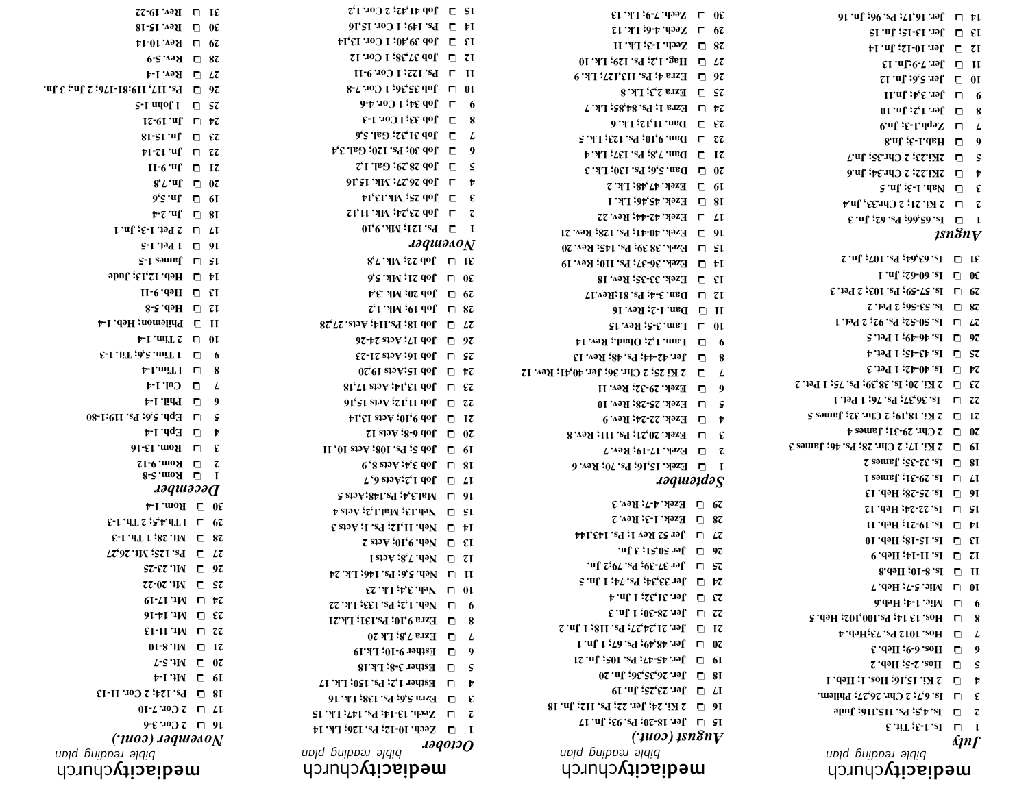**mediacity**church
*bible reading plan*

## July

1 ☐ Is. 1-3; Tit. 3
2 ☐ Is. 4,5; Ps. 115,116; Jude
3 ☐ Is. 6,7; 2 Chr. 26,27; Philem.
4 ☐ 2 Ki. 15,16; Hos. 1; Heb. 1
5 ☐ Hos. 2-5; Heb. 2
6 ☐ Hos. 6-9; Heb 3
7 ☐ Hos. 1012 Ps. 73;Heb. 4
8 ☐ Hos. 13 14; Ps.100,102; Heb. 5
9 ☐ Mic. 1-4; Heb.6
10 ☐ Mic. 5-7; Heb. 7
11 ☐ Is. 8-10; Heb.8
12 ☐ Is. 11-14; Heb. 9
13 ☐ Is. 15-18; Heb. 10
14 ☐ Is. 19-21; Heb. 11
15 ☐ Is. 22-24; Heb. 12
16 ☐ Is. 25-28; Heb. 13
17 ☐ Is. 29-31; James 1
18 ☐ Is. 32-35; James 2
19 ☐ 2 Ki. 17; 2 Chr. 28; Ps. 46; James 3
20 ☐ 2 Chr. 29-31; James 4
21 ☐ 2 Ki. 18,19; 2 Chr. 32; James 5
22 ☐ Is. 36,37; Ps. 76; 1 Pet. 1
23 ☐ 2 Ki. 20; Is. 38,39; Ps. 75; 1 Pet. 2
24 ☐ Is. 40-42; 1 Pet. 3
25 ☐ Is. 43-45; 1 Pet. 4
26 ☐ Is. 46-49; 1 Pet. 5
27 ☐ Is. 50-52; Ps. 92; 2 Pet. 1
28 ☐ Is. 53-56; 2 Pet. 2
29 ☐ Is. 57-59; Ps. 103; 2 Pet. 3
30 ☐ Is. 60-62; Jn. 1
31 ☐ Is. 63,64; Ps. 107; Jn. 2

## August

1 ☐ Is. 65,66; Ps. 62; Jn. 3
2 ☐ 2 Ki. 21; 2 Chr.33, Jn.4
3 ☐ Nah. 1-3; Jn. 5
4 ☐ 2Ki.22; 2 Chr.34; Jn.6
5 ☐ 2Ki.23; 2 Chr.35; Jn.7
6 ☐ Hab.1-3; Jn.8
7 ☐ Zeph.1-3; Jn.9
8 ☐ Jer. 1,2; Jn. 10
9 ☐ Jer. 3,4; Jn.11
10 ☐ Jer. 5,6; Jn. 12
11 ☐ Jer. 7-9; Jn. 13
12 ☐ Jer. 10-12; Jn. 14
13 ☐ Jer. 13-15; Jn. 15
14 ☐ Jer. 16,17; Ps. 96; Jn. 16

## August (cont.)

15 ☐ Jer. 18-20; Ps. 93; Jn. 17
16 ☐ 2 Ki. 24; Jer. 22; Ps. 112; Jn. 18
17 ☐ Jer. 23,25; Jn. 19
18 ☐ Jer. 26,35,36; Jn. 20
19 ☐ Jer. 45-47; Ps. 105; Jn. 21
20 ☐ Jer. 48,49; Ps. 67; 1 Jn. 1
21 ☐ Jer. 21,24,27; Ps. 118; 1 Jn. 2
22 ☐ Jer. 28-30; 1 Jn. 3
23 ☐ Jer. 31,32; 1 Jn. 4
24 ☐ Jer. 33,34; Ps. 74; 1 Jn. 5
25 ☐ Jer 37-39; Ps. 79;2 Jn.
26 ☐ Jer 50,51; 3 Jn.
27 ☐ Jer 52 Rev 1; Ps. 143,144
28 ☐ Ezek. 1-3; Rev. 2
29 ☐ Ezek. 4-7; Rev. 3

## September

1 ☐ Ezek. 15,16; Ps. 70; Rev. 6
2 ☐ Ezek. 17-19; Rev. 7
3 ☐ Ezek. 20,21; Ps. 111; Rev. 8
4 ☐ Ezek. 22-24; Rev. 9
5 ☐ Ezek. 25-28; Rev. 10
6 ☐ Ezek. 29-32; Rev. 11
7 ☐ 2 Ki 25; 2 Chr. 36; Jer. 40,41; Rev. 12
8 ☐ Jer. 42-44; Ps. 48; Rev. 13
9 ☐ Lam. 1,2; Obad.; Rev. 14
10 ☐ Lam. 3-5; Rev. 15
11 ☐ Dan. 1-2; Rev. 16
12 ☐ Dan. 3-4; Ps. 81;Rev.17
13 ☐ Ezek. 33-35; Rev. 18
14 ☐ Ezek. 36-37; Ps. 110; Rev. 19
15 ☐ Ezek. 38 39; Ps. 145; Rev. 20
16 ☐ Ezek. 40-41; Ps. 128; Rev. 21
17 ☐ Ezek. 42-44; Rev. 22
18 ☐ Ezek. 45,46; Lk. 1
19 ☐ Ezek. 47,48; Lk. 2
20 ☐ Dan. 5,6; Ps. 130; Lk. 3
21 ☐ Dan. 7,8; Ps. 137; Lk. 4
22 ☐ Dan. 9,10; Ps. 123; Lk. 5
23 ☐ Dan. 11,12; Lk. 6
24 ☐ Ezra 1; Ps. 84,85; Lk. 7
25 ☐ Ezra 2,3; Lk. 8
26 ☐ Ezra 4; Ps. 113,127; Lk. 9
27 ☐ Hag. 1,2; Ps. 129; Lk. 10
28 ☐ Zech. 1-3; Lk. 11
29 ☐ Zech. 4-6; Lk. 12
30 ☐ Zech. 7-9; Lk. 13

## October

1 ☐ Zech. 10-12; Ps. 126; Lk. 14
2 ☐ Zech. 13-14; Ps. 147; Lk. 15
3 ☐ Ezra 5,6; Ps. 138; Lk. 16
4 ☐ Esther 1,2; Ps. 150; Lk. 17
5 ☐ Esther 3-8; Lk.18
6 ☐ Esther 9-10; Lk.19
7 ☐ Ezra 7,8; Lk 20
8 ☐ Ezra 9,10; Ps.131; Lk.21
9 ☐ Neh. 1,2; Ps. 133; Lk. 22
10 ☐ Neh. 3,4; Lk. 23
11 ☐ Neh. 5,6; Ps. 146; Lk. 24
12 ☐ Neh. 7,8; Acts 1
13 ☐ Neh. 9,10; Acts 2
14 ☐ Neh. 11,12; Ps. 1; Acts 3
15 ☐ Neh.13; Mal.1,2; Acts 4
16 ☐ Mal.3,4; Ps.148;Acts 5
17 ☐ Job 1,2;Acts 6,7
18 ☐ Job 3,4; Acts 8, 9
19 ☐ Job 5; Ps. 108; Acts 10, 11
20 ☐ Job 6-8; Acts 12
21 ☐ Job 9,10; Acts 13,14
22 ☐ Job 11,12; Acts 15,16
23 ☐ Job 13,14; Acts 17,18
24 ☐ Job 15;Acts 19,20
25 ☐ Job 16; Acts 21-23
26 ☐ Job 17; Acts 24-26
27 ☐ Job 18; Ps.114; Acts. 27,28
28 ☐ Job 19; Mk. 1,2
29 ☐ Job 20; Mk 3,4
30 ☐ Job 21; Mk. 5,6
31 ☐ Job 22; Mk. 7,8

## November

1 ☐ Ps. 121; Mk. 9,10
2 ☐ Job 23,24; Mk. 11,12
3 ☐ Job 25; Mk.13,14
4 ☐ Job 26,27; Mk. 15,16
5 ☐ Job 28,29; Gal. 1,2
6 ☐ Job 30; Ps. 120; Gal. 3,4
7 ☐ Job 31,32; Gal. 5,6
8 ☐ Job 33; 1 Cor. 1-3
9 ☐ Job 34; 1 Cor. 4-6
10 ☐ Job 35,36; 1 Cor. 7-8
11 ☐ Ps. 122; 1 Cor. 9-11
12 ☐ Job 37,38; 1 Cor. 12
13 ☐ Job 39,40; 1 Cor. 13,14
14 ☐ Ps. 149; 1 Cor. 15,16
15 ☐ Job 41,42; 2 Cor. 1,2

## November (cont.)

16 ☐ 2 Cor. 3-6
17 ☐ 2 Cor. 7-10
18 ☐ Ps. 124; 2 Cor. 11-13
19 ☐ Mt. 1-4
20 ☐ Mt. 5-7
21 ☐ Mt. 8-10
22 ☐ Mt. 11-13
23 ☐ Mt. 14-16
24 ☐ Mt. 17-19
25 ☐ Mt. 20-22
26 ☐ Mt. 23-25
27 ☐ Ps. 125; Mt. 26,27
28 ☐ Mt. 28; 1 Th. 1-3
29 ☐ 1 Th.4,5; 2 Th. 1-3
30 ☐ Rom. 1-4

## December

1 ☐ Rom. 5-8
2 ☐ Rom. 9-12
3 ☐ Rom. 13-16
4 ☐ Eph. 1-4
5 ☐ Eph. 5,6; Ps. 119:1-80
6 ☐ Phil. 1-4
7 ☐ Col. 1-4
8 ☐ 1 Tim.1-4
9 ☐ 1 Tim. 5,6; Tit. 1-3
10 ☐ 2 Tim. 1-4
11 ☐ Philemon; Heb. 1-4
12 ☐ Heb. 5-8
13 ☐ Heb. 9-11
14 ☐ Heb. 12,13; Jude
15 ☐ James 1-5
16 ☐ 1 Pet. 1-5
17 ☐ 2 Pet. 1-3; Jn. 1
18 ☐ Jn. 2-4
19 ☐ Jn. 5,6
20 ☐ Jn. 7,8
21 ☐ Jn. 9-11
22 ☐ Jn. 12-14
23 ☐ Jn. 15-18
24 ☐ Jn. 19-21
25 ☐ 1 John 1-5
26 ☐ Ps. 117, 119:81-176; 2 Jn.; 3 Jn.
27 ☐ Rev. 1-4
28 ☐ Rev. 5-9
29 ☐ Rev. 10-14
30 ☐ Rev. 15-18
31 ☐ Rev. 19-22